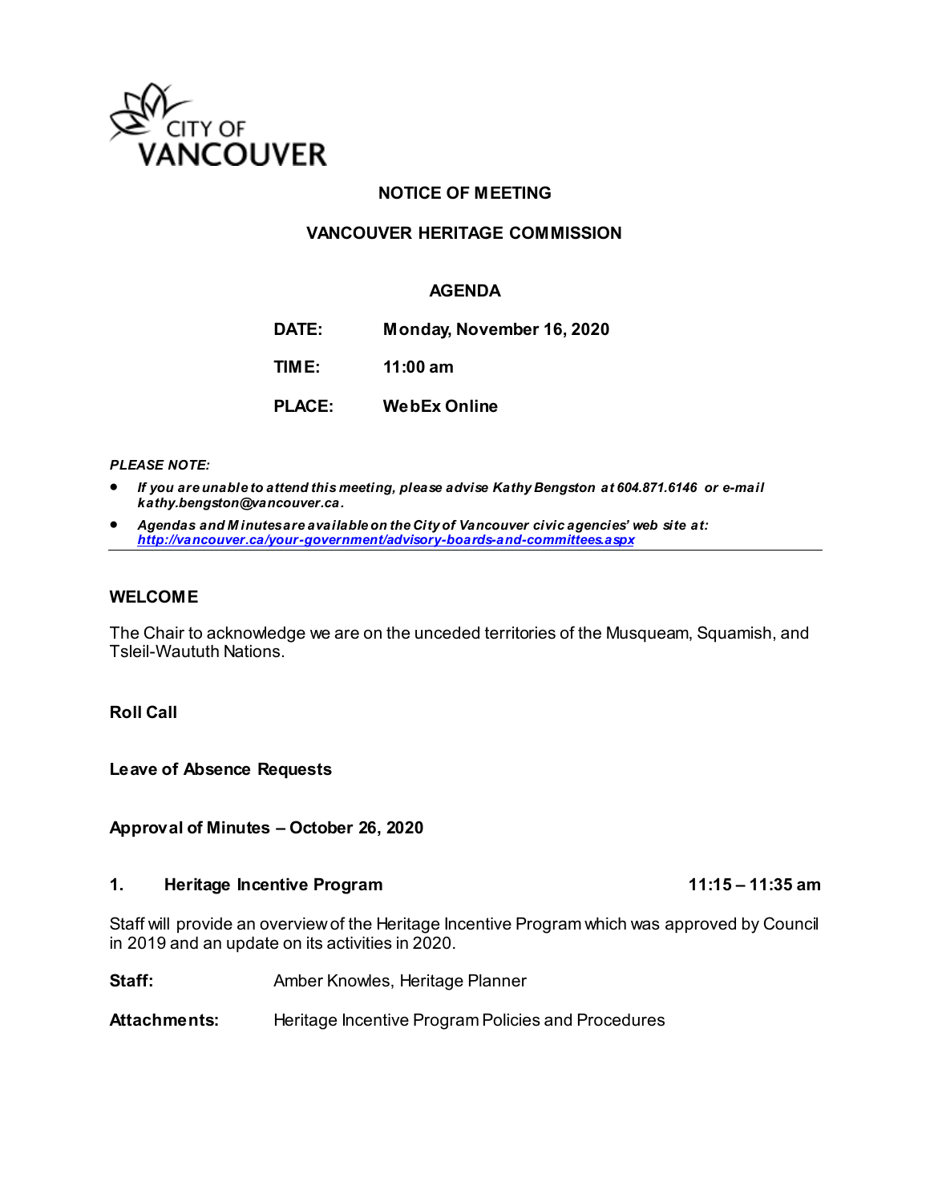CITY OF VANCOUVER

**NOTICE OF MEETING**

**VANCOUVER HERITAGE COMMISSION**

**AGENDA**

| | |
|---|---|
| **DATE:** | **Monday, November 16, 2020** |
| **TIME:** | **11:00 am** |
| **PLACE:** | **WebEx Online** |

***PLEASE NOTE:***

- ***If you are unable to attend this meeting, please advise Kathy Bengston at 604.871.6146 or e-mail kathy.bengston@vancouver.ca.***
- ***Agendas and Minutes are available on the City of Vancouver civic agencies' web site at: http://vancouver.ca/your-government/advisory-boards-and-committees.aspx***

---

**WELCOME**

The Chair to acknowledge we are on the unceded territories of the Musqueam, Squamish, and Tsleil-Waututh Nations.

**Roll Call**

**Leave of Absence Requests**

**Approval of Minutes – October 26, 2020**

**1. Heritage Incentive Program** **11:15 – 11:35 am**

Staff will provide an overview of the Heritage Incentive Program which was approved by Council in 2019 and an update on its activities in 2020.

**Staff:** Amber Knowles, Heritage Planner

**Attachments:** Heritage Incentive Program Policies and Procedures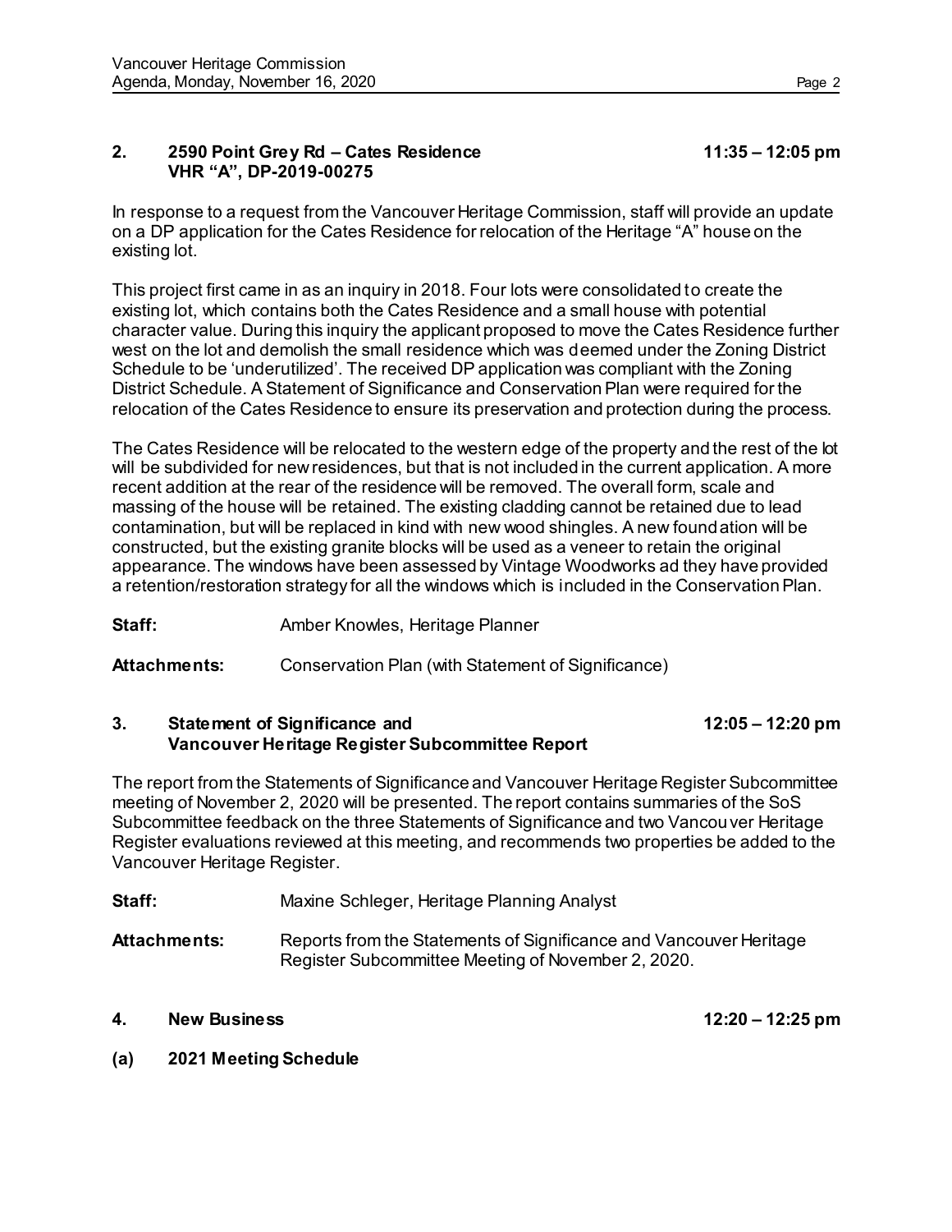## 2. 2590 Point Grey Rd – Cates Residence VHR "A", DP-2019-00275 — 11:35 – 12:05 pm

In response to a request from the Vancouver Heritage Commission, staff will provide an update on a DP application for the Cates Residence for relocation of the Heritage "A" house on the existing lot.

This project first came in as an inquiry in 2018. Four lots were consolidated to create the existing lot, which contains both the Cates Residence and a small house with potential character value. During this inquiry the applicant proposed to move the Cates Residence further west on the lot and demolish the small residence which was deemed under the Zoning District Schedule to be 'underutilized'. The received DP application was compliant with the Zoning District Schedule. A Statement of Significance and Conservation Plan were required for the relocation of the Cates Residence to ensure its preservation and protection during the process.

The Cates Residence will be relocated to the western edge of the property and the rest of the lot will be subdivided for new residences, but that is not included in the current application. A more recent addition at the rear of the residence will be removed. The overall form, scale and massing of the house will be retained. The existing cladding cannot be retained due to lead contamination, but will be replaced in kind with new wood shingles. A new foundation will be constructed, but the existing granite blocks will be used as a veneer to retain the original appearance. The windows have been assessed by Vintage Woodworks ad they have provided a retention/restoration strategy for all the windows which is included in the Conservation Plan.

**Staff:** Amber Knowles, Heritage Planner

**Attachments:** Conservation Plan (with Statement of Significance)

## 3. Statement of Significance and Vancouver Heritage Register Subcommittee Report — 12:05 – 12:20 pm

The report from the Statements of Significance and Vancouver Heritage Register Subcommittee meeting of November 2, 2020 will be presented. The report contains summaries of the SoS Subcommittee feedback on the three Statements of Significance and two Vancouver Heritage Register evaluations reviewed at this meeting, and recommends two properties be added to the Vancouver Heritage Register.

**Staff:** Maxine Schleger, Heritage Planning Analyst

**Attachments:** Reports from the Statements of Significance and Vancouver Heritage Register Subcommittee Meeting of November 2, 2020.

## 4. New Business — 12:20 – 12:25 pm

### (a) 2021 Meeting Schedule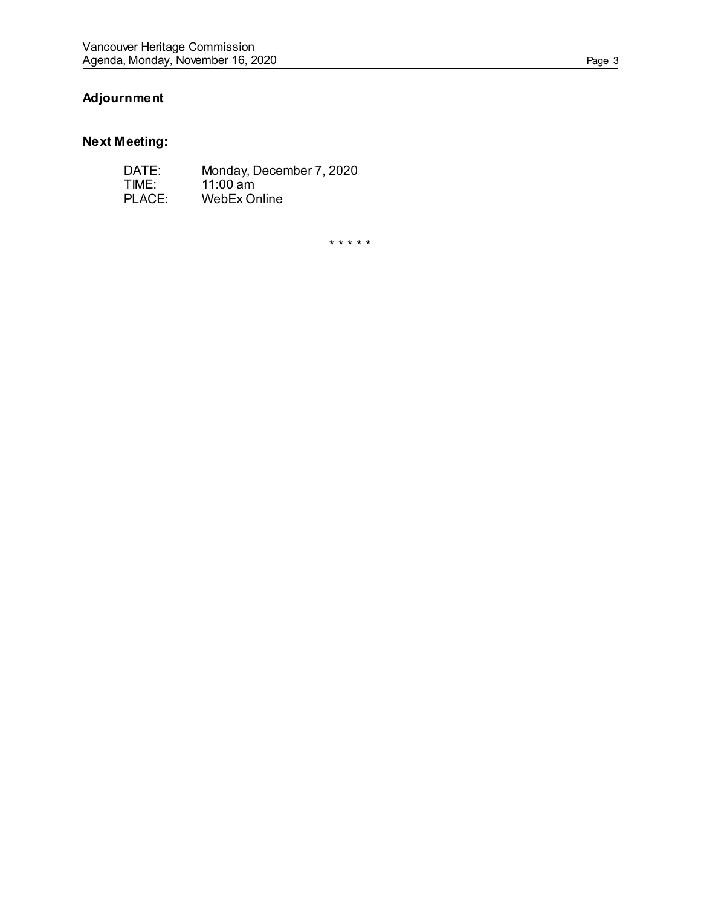**Adjournment**

**Next Meeting:**

| | |
|---|---|
| DATE: | Monday, December 7, 2020 |
| TIME: | 11:00 am |
| PLACE: | WebEx Online |

\* \* \* \* \*